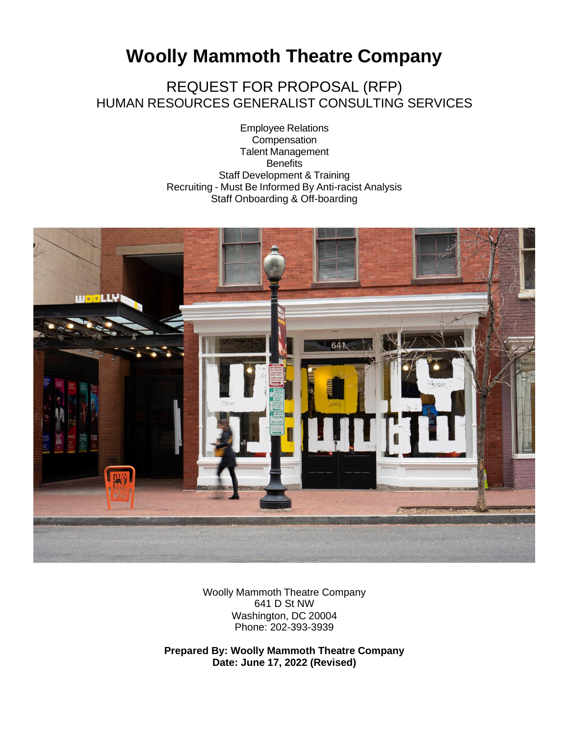# Woolly Mammoth Theatre Company

## REQUEST FOR PROPOSAL (RFP)
## HUMAN RESOURCES GENERALIST CONSULTING SERVICES

Employee Relations
Compensation
Talent Management
Benefits
Staff Development & Training
Recruiting - Must Be Informed By Anti-racist Analysis
Staff Onboarding & Off-boarding

Woolly Mammoth Theatre Company
641 D St NW
Washington, DC 20004
Phone: 202-393-3939

**Prepared By: Woolly Mammoth Theatre Company**
**Date: June 17, 2022 (Revised)**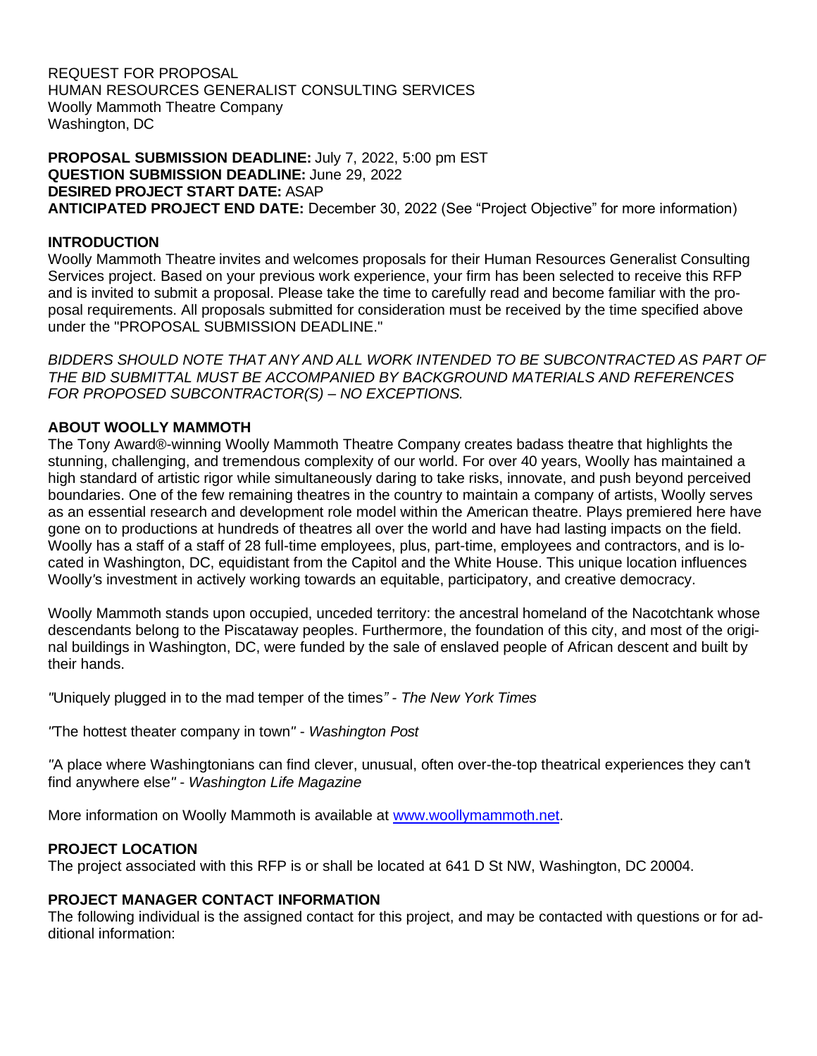REQUEST FOR PROPOSAL
HUMAN RESOURCES GENERALIST CONSULTING SERVICES
Woolly Mammoth Theatre Company
Washington, DC

**PROPOSAL SUBMISSION DEADLINE:** July 7, 2022, 5:00 pm EST
**QUESTION SUBMISSION DEADLINE:** June 29, 2022
**DESIRED PROJECT START DATE:** ASAP
**ANTICIPATED PROJECT END DATE:** December 30, 2022 (See "Project Objective" for more information)

## INTRODUCTION

Woolly Mammoth Theatre invites and welcomes proposals for their Human Resources Generalist Consulting Services project. Based on your previous work experience, your firm has been selected to receive this RFP and is invited to submit a proposal. Please take the time to carefully read and become familiar with the proposal requirements. All proposals submitted for consideration must be received by the time specified above under the "PROPOSAL SUBMISSION DEADLINE."

*BIDDERS SHOULD NOTE THAT ANY AND ALL WORK INTENDED TO BE SUBCONTRACTED AS PART OF THE BID SUBMITTAL MUST BE ACCOMPANIED BY BACKGROUND MATERIALS AND REFERENCES FOR PROPOSED SUBCONTRACTOR(S) – NO EXCEPTIONS.*

## ABOUT WOOLLY MAMMOTH

The Tony Award®-winning Woolly Mammoth Theatre Company creates badass theatre that highlights the stunning, challenging, and tremendous complexity of our world. For over 40 years, Woolly has maintained a high standard of artistic rigor while simultaneously daring to take risks, innovate, and push beyond perceived boundaries. One of the few remaining theatres in the country to maintain a company of artists, Woolly serves as an essential research and development role model within the American theatre. Plays premiered here have gone on to productions at hundreds of theatres all over the world and have had lasting impacts on the field. Woolly has a staff of a staff of 28 full-time employees, plus, part-time, employees and contractors, and is located in Washington, DC, equidistant from the Capitol and the White House. This unique location influences Woolly's investment in actively working towards an equitable, participatory, and creative democracy.

Woolly Mammoth stands upon occupied, unceded territory: the ancestral homeland of the Nacotchtank whose descendants belong to the Piscataway peoples. Furthermore, the foundation of this city, and most of the original buildings in Washington, DC, were funded by the sale of enslaved people of African descent and built by their hands.

"Uniquely plugged in to the mad temper of the times" - *The New York Times*

"The hottest theater company in town" - *Washington Post*

"A place where Washingtonians can find clever, unusual, often over-the-top theatrical experiences they can't find anywhere else" - *Washington Life Magazine*

More information on Woolly Mammoth is available at [www.woollymammoth.net](http://www.woollymammoth.net).

## PROJECT LOCATION

The project associated with this RFP is or shall be located at 641 D St NW, Washington, DC 20004.

## PROJECT MANAGER CONTACT INFORMATION

The following individual is the assigned contact for this project, and may be contacted with questions or for additional information: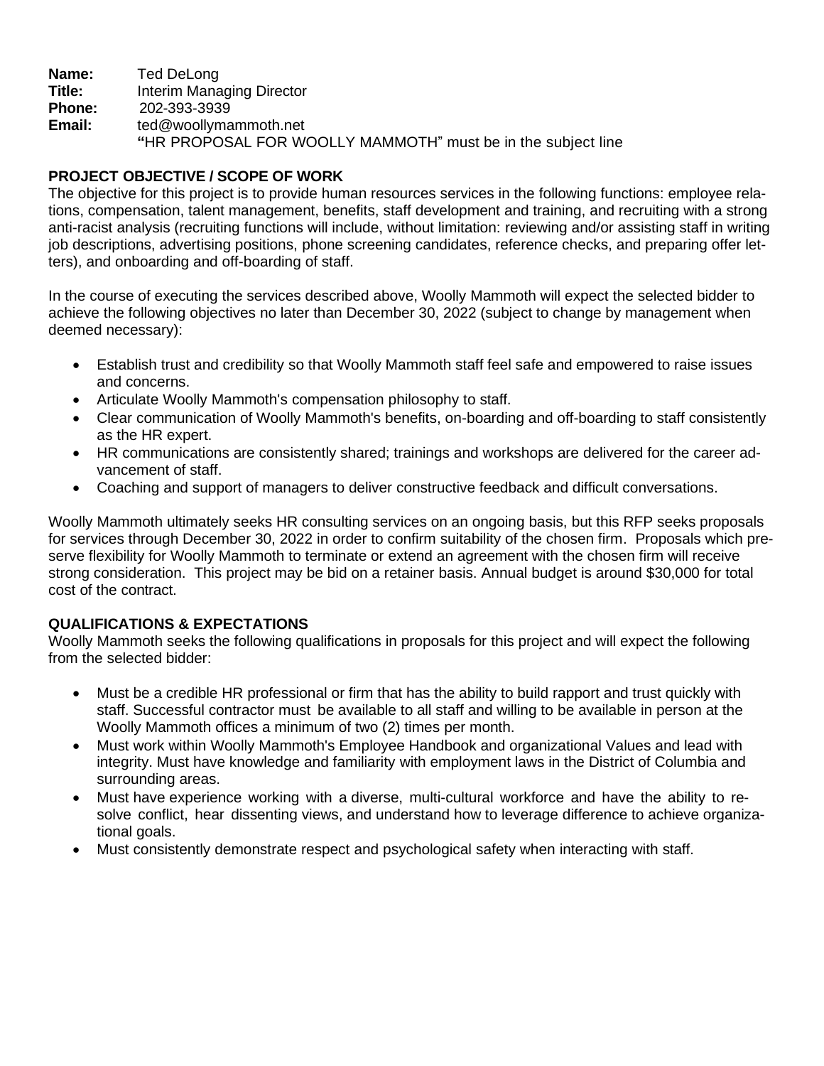**Name:** Ted DeLong
**Title:** Interim Managing Director
**Phone:** 202-393-3939
**Email:** ted@woollymammoth.net
"HR PROPOSAL FOR WOOLLY MAMMOTH" must be in the subject line

### PROJECT OBJECTIVE / SCOPE OF WORK

The objective for this project is to provide human resources services in the following functions: employee relations, compensation, talent management, benefits, staff development and training, and recruiting with a strong anti-racist analysis (recruiting functions will include, without limitation: reviewing and/or assisting staff in writing job descriptions, advertising positions, phone screening candidates, reference checks, and preparing offer letters), and onboarding and off-boarding of staff.

In the course of executing the services described above, Woolly Mammoth will expect the selected bidder to achieve the following objectives no later than December 30, 2022 (subject to change by management when deemed necessary):

- Establish trust and credibility so that Woolly Mammoth staff feel safe and empowered to raise issues and concerns.
- Articulate Woolly Mammoth's compensation philosophy to staff.
- Clear communication of Woolly Mammoth's benefits, on-boarding and off-boarding to staff consistently as the HR expert.
- HR communications are consistently shared; trainings and workshops are delivered for the career advancement of staff.
- Coaching and support of managers to deliver constructive feedback and difficult conversations.

Woolly Mammoth ultimately seeks HR consulting services on an ongoing basis, but this RFP seeks proposals for services through December 30, 2022 in order to confirm suitability of the chosen firm. Proposals which preserve flexibility for Woolly Mammoth to terminate or extend an agreement with the chosen firm will receive strong consideration. This project may be bid on a retainer basis. Annual budget is around $30,000 for total cost of the contract.

### QUALIFICATIONS & EXPECTATIONS

Woolly Mammoth seeks the following qualifications in proposals for this project and will expect the following from the selected bidder:

- Must be a credible HR professional or firm that has the ability to build rapport and trust quickly with staff. Successful contractor must be available to all staff and willing to be available in person at the Woolly Mammoth offices a minimum of two (2) times per month.
- Must work within Woolly Mammoth's Employee Handbook and organizational Values and lead with integrity. Must have knowledge and familiarity with employment laws in the District of Columbia and surrounding areas.
- Must have experience working with a diverse, multi-cultural workforce and have the ability to resolve conflict, hear dissenting views, and understand how to leverage difference to achieve organizational goals.
- Must consistently demonstrate respect and psychological safety when interacting with staff.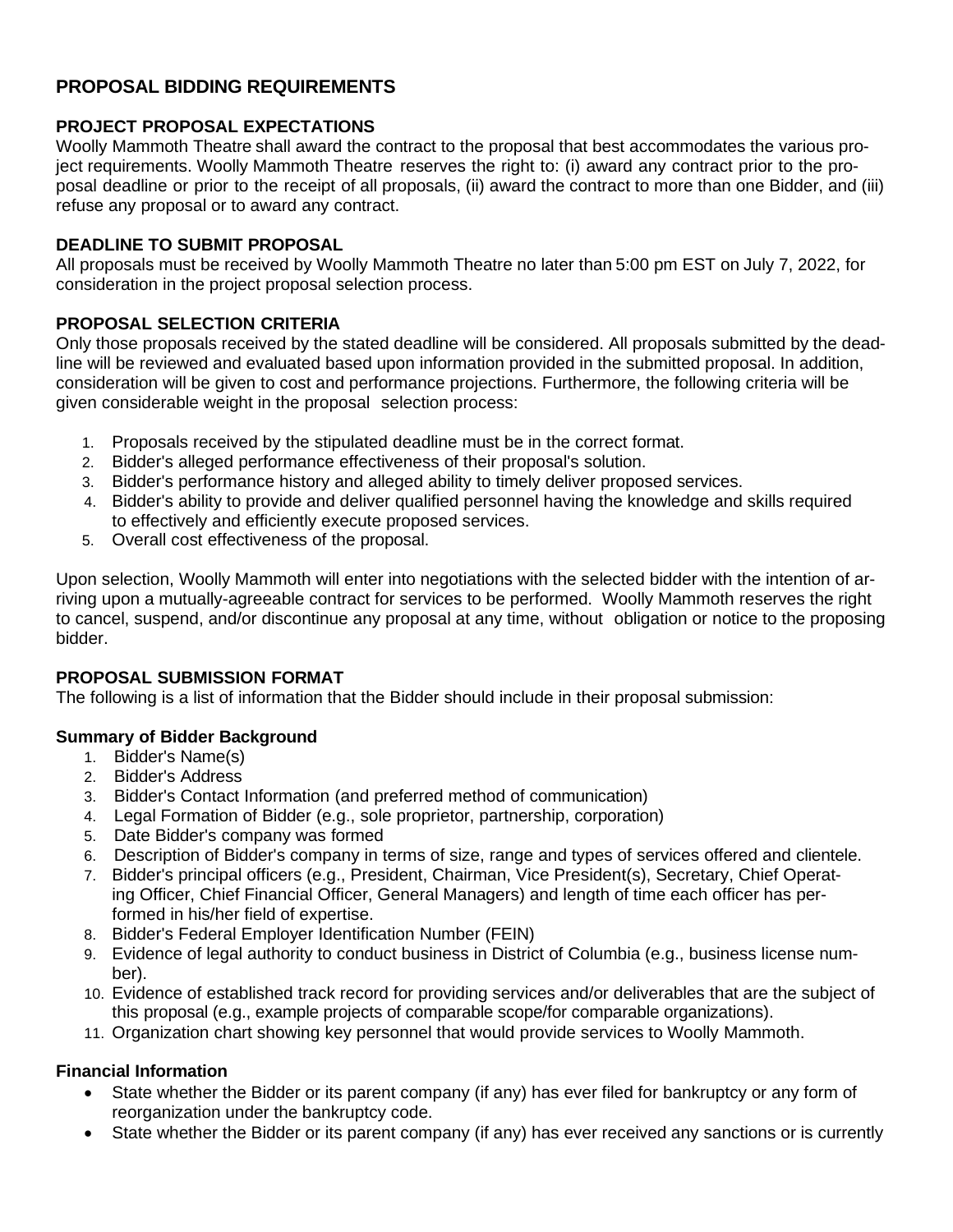## PROPOSAL BIDDING REQUIREMENTS

### PROJECT PROPOSAL EXPECTATIONS

Woolly Mammoth Theatre shall award the contract to the proposal that best accommodates the various project requirements. Woolly Mammoth Theatre reserves the right to: (i) award any contract prior to the proposal deadline or prior to the receipt of all proposals, (ii) award the contract to more than one Bidder, and (iii) refuse any proposal or to award any contract.

### DEADLINE TO SUBMIT PROPOSAL

All proposals must be received by Woolly Mammoth Theatre no later than 5:00 pm EST on July 7, 2022, for consideration in the project proposal selection process.

### PROPOSAL SELECTION CRITERIA

Only those proposals received by the stated deadline will be considered. All proposals submitted by the deadline will be reviewed and evaluated based upon information provided in the submitted proposal. In addition, consideration will be given to cost and performance projections. Furthermore, the following criteria will be given considerable weight in the proposal selection process:

1. Proposals received by the stipulated deadline must be in the correct format.
2. Bidder's alleged performance effectiveness of their proposal's solution.
3. Bidder's performance history and alleged ability to timely deliver proposed services.
4. Bidder's ability to provide and deliver qualified personnel having the knowledge and skills required to effectively and efficiently execute proposed services.
5. Overall cost effectiveness of the proposal.

Upon selection, Woolly Mammoth will enter into negotiations with the selected bidder with the intention of arriving upon a mutually-agreeable contract for services to be performed. Woolly Mammoth reserves the right to cancel, suspend, and/or discontinue any proposal at any time, without obligation or notice to the proposing bidder.

### PROPOSAL SUBMISSION FORMAT

The following is a list of information that the Bidder should include in their proposal submission:

**Summary of Bidder Background**

1. Bidder's Name(s)
2. Bidder's Address
3. Bidder's Contact Information (and preferred method of communication)
4. Legal Formation of Bidder (e.g., sole proprietor, partnership, corporation)
5. Date Bidder's company was formed
6. Description of Bidder's company in terms of size, range and types of services offered and clientele.
7. Bidder's principal officers (e.g., President, Chairman, Vice President(s), Secretary, Chief Operating Officer, Chief Financial Officer, General Managers) and length of time each officer has performed in his/her field of expertise.
8. Bidder's Federal Employer Identification Number (FEIN)
9. Evidence of legal authority to conduct business in District of Columbia (e.g., business license number).
10. Evidence of established track record for providing services and/or deliverables that are the subject of this proposal (e.g., example projects of comparable scope/for comparable organizations).
11. Organization chart showing key personnel that would provide services to Woolly Mammoth.

**Financial Information**

- State whether the Bidder or its parent company (if any) has ever filed for bankruptcy or any form of reorganization under the bankruptcy code.
- State whether the Bidder or its parent company (if any) has ever received any sanctions or is currently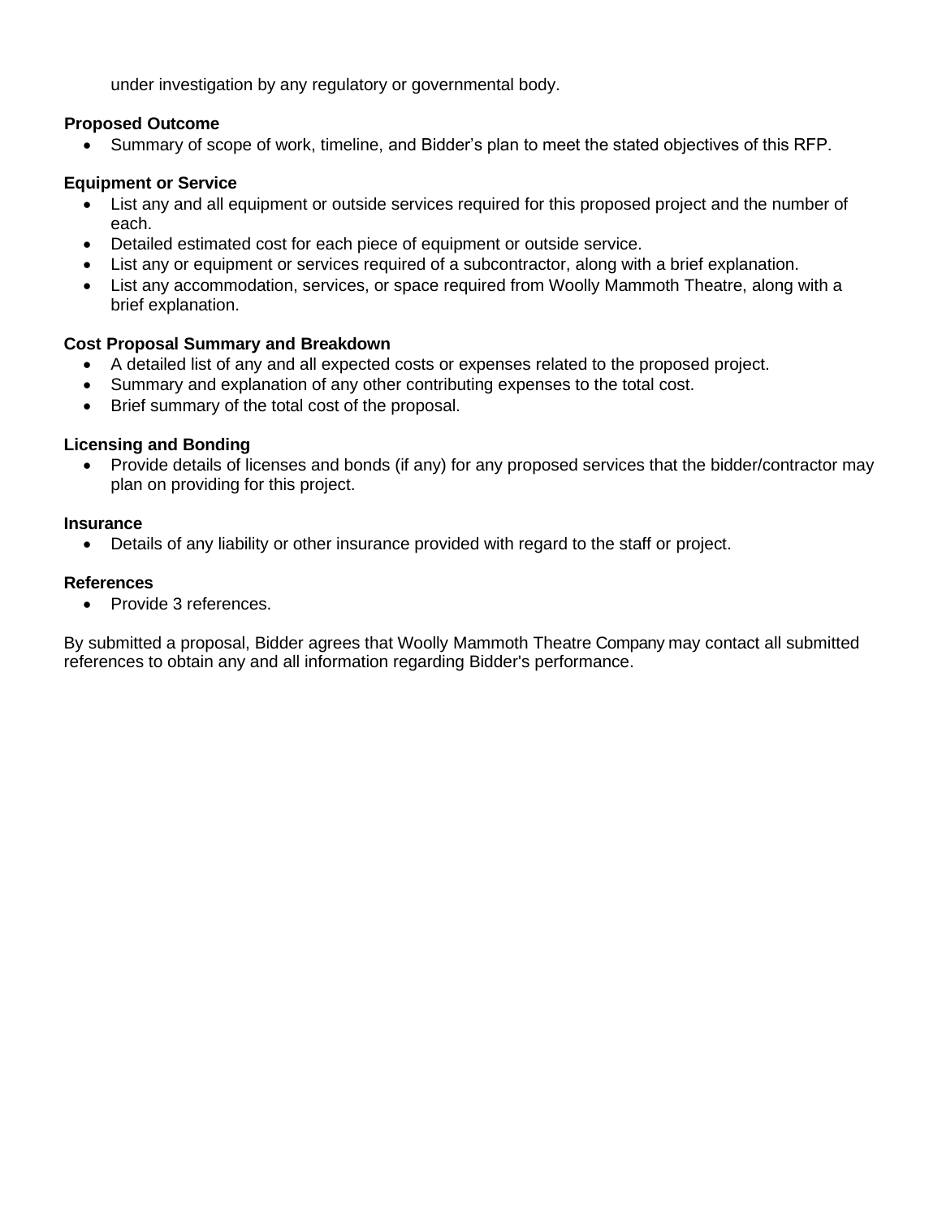under investigation by any regulatory or governmental body.

**Proposed Outcome**

- Summary of scope of work, timeline, and Bidder's plan to meet the stated objectives of this RFP.

**Equipment or Service**

- List any and all equipment or outside services required for this proposed project and the number of each.
- Detailed estimated cost for each piece of equipment or outside service.
- List any or equipment or services required of a subcontractor, along with a brief explanation.
- List any accommodation, services, or space required from Woolly Mammoth Theatre, along with a brief explanation.

**Cost Proposal Summary and Breakdown**

- A detailed list of any and all expected costs or expenses related to the proposed project.
- Summary and explanation of any other contributing expenses to the total cost.
- Brief summary of the total cost of the proposal.

**Licensing and Bonding**

- Provide details of licenses and bonds (if any) for any proposed services that the bidder/contractor may plan on providing for this project.

**Insurance**

- Details of any liability or other insurance provided with regard to the staff or project.

**References**

- Provide 3 references.

By submitted a proposal, Bidder agrees that Woolly Mammoth Theatre Company may contact all submitted references to obtain any and all information regarding Bidder's performance.